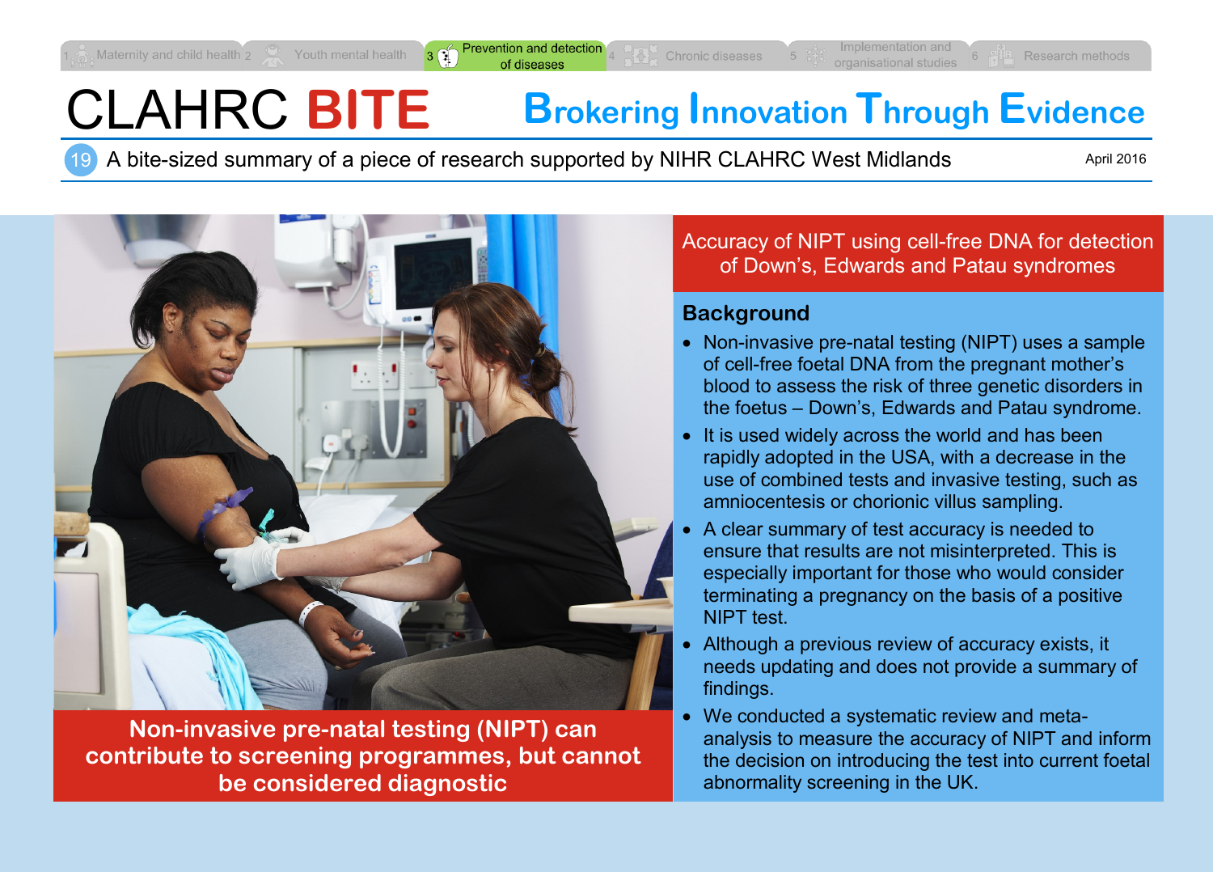1 Maternity and child health 2 Youth mental health 3 Prevention and detection of diseases 4 Chronic diseases 5 Implementation and organisational studies 6 Research methods

# CLAHRC BITE

**B**rokering **I**nnovation **T**hrough **E**vidence

19 A bite-sized summary of a piece of research supported by NIHR CLAHRC West Midlands

April 2016

**Non-invasive pre-natal testing (NIPT) can contribute to screening programmes, but cannot be considered diagnostic**

## Accuracy of NIPT using cell-free DNA for detection of Down's, Edwards and Patau syndromes

### Background

- Non-invasive pre-natal testing (NIPT) uses a sample of cell-free foetal DNA from the pregnant mother's blood to assess the risk of three genetic disorders in the foetus – Down's, Edwards and Patau syndrome.
- It is used widely across the world and has been rapidly adopted in the USA, with a decrease in the use of combined tests and invasive testing, such as amniocentesis or chorionic villus sampling.
- A clear summary of test accuracy is needed to ensure that results are not misinterpreted. This is especially important for those who would consider terminating a pregnancy on the basis of a positive NIPT test.
- Although a previous review of accuracy exists, it needs updating and does not provide a summary of findings.
- We conducted a systematic review and meta-analysis to measure the accuracy of NIPT and inform the decision on introducing the test into current foetal abnormality screening in the UK.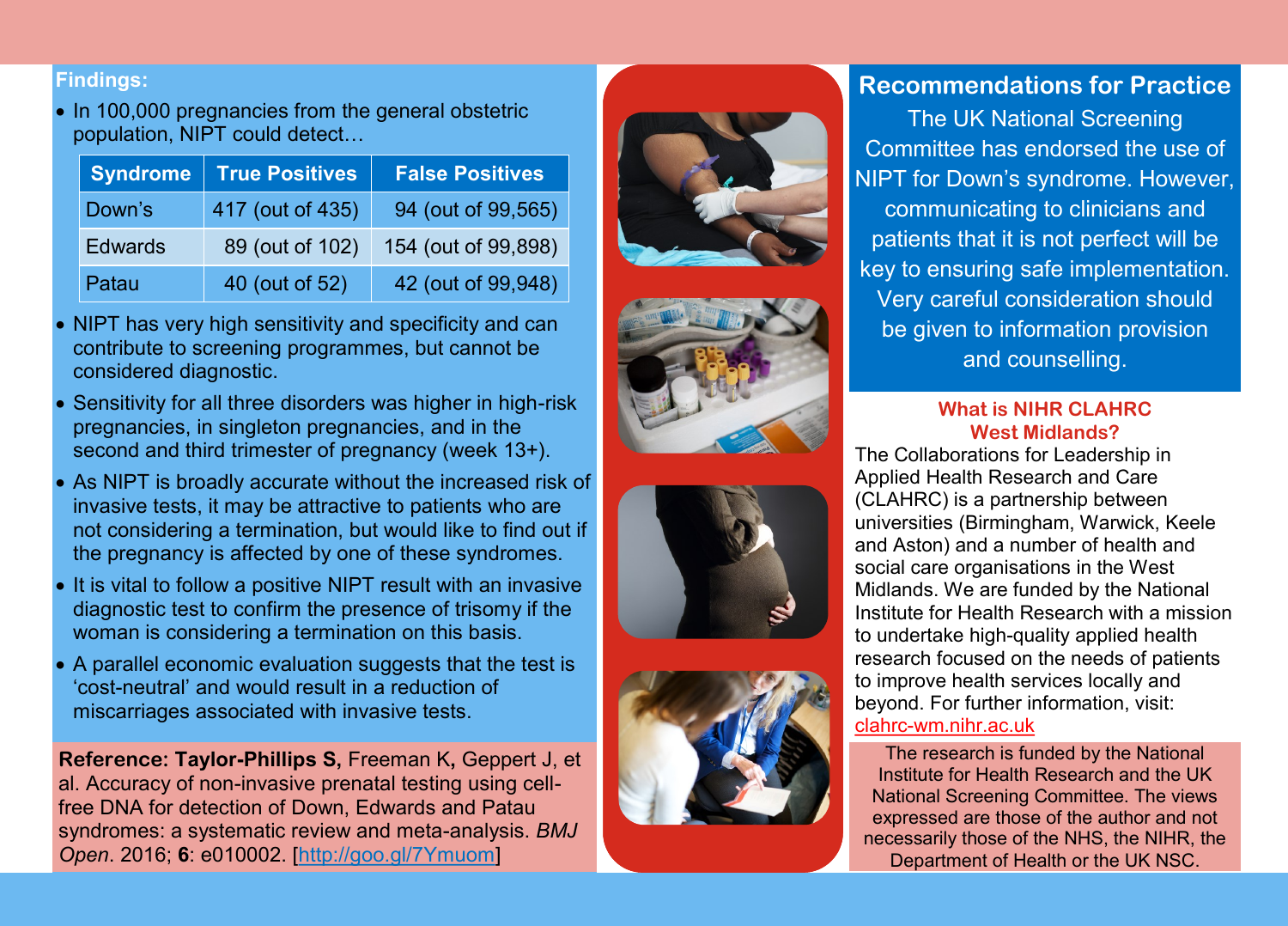## Findings:

- In 100,000 pregnancies from the general obstetric population, NIPT could detect…

| Syndrome | True Positives | False Positives |
|---|---|---|
| Down's | 417 (out of 435) | 94 (out of 99,565) |
| Edwards | 89 (out of 102) | 154 (out of 99,898) |
| Patau | 40 (out of 52) | 42 (out of 99,948) |

- NIPT has very high sensitivity and specificity and can contribute to screening programmes, but cannot be considered diagnostic.
- Sensitivity for all three disorders was higher in high-risk pregnancies, in singleton pregnancies, and in the second and third trimester of pregnancy (week 13+).
- As NIPT is broadly accurate without the increased risk of invasive tests, it may be attractive to patients who are not considering a termination, but would like to find out if the pregnancy is affected by one of these syndromes.
- It is vital to follow a positive NIPT result with an invasive diagnostic test to confirm the presence of trisomy if the woman is considering a termination on this basis.
- A parallel economic evaluation suggests that the test is 'cost-neutral' and would result in a reduction of miscarriages associated with invasive tests.

**Reference: Taylor-Phillips S,** Freeman K**,** Geppert J, et al. Accuracy of non-invasive prenatal testing using cell-free DNA for detection of Down, Edwards and Patau syndromes: a systematic review and meta-analysis. *BMJ Open*. 2016; **6**: e010002. [http://goo.gl/7Ymuom]

## Recommendations for Practice

The UK National Screening Committee has endorsed the use of NIPT for Down's syndrome. However, communicating to clinicians and patients that it is not perfect will be key to ensuring safe implementation. Very careful consideration should be given to information provision and counselling.

### What is NIHR CLAHRC West Midlands?

The Collaborations for Leadership in Applied Health Research and Care (CLAHRC) is a partnership between universities (Birmingham, Warwick, Keele and Aston) and a number of health and social care organisations in the West Midlands. We are funded by the National Institute for Health Research with a mission to undertake high-quality applied health research focused on the needs of patients to improve health services locally and beyond. For further information, visit: clahrc-wm.nihr.ac.uk

The research is funded by the National Institute for Health Research and the UK National Screening Committee. The views expressed are those of the author and not necessarily those of the NHS, the NIHR, the Department of Health or the UK NSC.